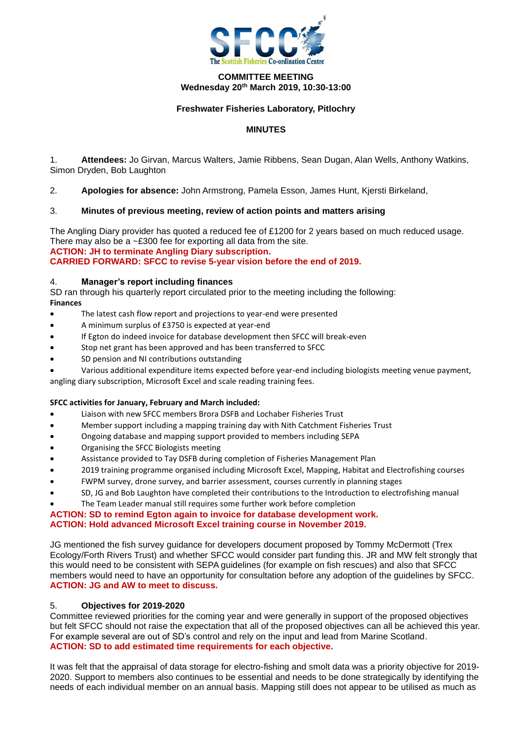**COMMITTEE MEETING**
**Wednesday 20th March 2019, 10:30-13:00**

**Freshwater Fisheries Laboratory, Pitlochry**

**MINUTES**

1. **Attendees:** Jo Girvan, Marcus Walters, Jamie Ribbens, Sean Dugan, Alan Wells, Anthony Watkins, Simon Dryden, Bob Laughton

2. **Apologies for absence:** John Armstrong, Pamela Esson, James Hunt, Kjersti Birkeland,

3. **Minutes of previous meeting, review of action points and matters arising**

The Angling Diary provider has quoted a reduced fee of £1200 for 2 years based on much reduced usage. There may also be a ~£300 fee for exporting all data from the site.

**ACTION: JH to terminate Angling Diary subscription.**
**CARRIED FORWARD: SFCC to revise 5-year vision before the end of 2019.**

4. **Manager's report including finances**

SD ran through his quarterly report circulated prior to the meeting including the following:

**Finances**

- The latest cash flow report and projections to year-end were presented
- A minimum surplus of £3750 is expected at year-end
- If Egton do indeed invoice for database development then SFCC will break-even
- Stop net grant has been approved and has been transferred to SFCC
- SD pension and NI contributions outstanding
- Various additional expenditure items expected before year-end including biologists meeting venue payment, angling diary subscription, Microsoft Excel and scale reading training fees.

**SFCC activities for January, February and March included:**

- Liaison with new SFCC members Brora DSFB and Lochaber Fisheries Trust
- Member support including a mapping training day with Nith Catchment Fisheries Trust
- Ongoing database and mapping support provided to members including SEPA
- Organising the SFCC Biologists meeting
- Assistance provided to Tay DSFB during completion of Fisheries Management Plan
- 2019 training programme organised including Microsoft Excel, Mapping, Habitat and Electrofishing courses
- FWPM survey, drone survey, and barrier assessment, courses currently in planning stages
- SD, JG and Bob Laughton have completed their contributions to the Introduction to electrofishing manual
- The Team Leader manual still requires some further work before completion

**ACTION: SD to remind Egton again to invoice for database development work.**
**ACTION: Hold advanced Microsoft Excel training course in November 2019.**

JG mentioned the fish survey guidance for developers document proposed by Tommy McDermott (Trex Ecology/Forth Rivers Trust) and whether SFCC would consider part funding this. JR and MW felt strongly that this would need to be consistent with SEPA guidelines (for example on fish rescues) and also that SFCC members would need to have an opportunity for consultation before any adoption of the guidelines by SFCC.
**ACTION: JG and AW to meet to discuss.**

5. **Objectives for 2019-2020**

Committee reviewed priorities for the coming year and were generally in support of the proposed objectives but felt SFCC should not raise the expectation that all of the proposed objectives can all be achieved this year. For example several are out of SD's control and rely on the input and lead from Marine Scotland.
**ACTION: SD to add estimated time requirements for each objective.**

It was felt that the appraisal of data storage for electro-fishing and smolt data was a priority objective for 2019-2020. Support to members also continues to be essential and needs to be done strategically by identifying the needs of each individual member on an annual basis. Mapping still does not appear to be utilised as much as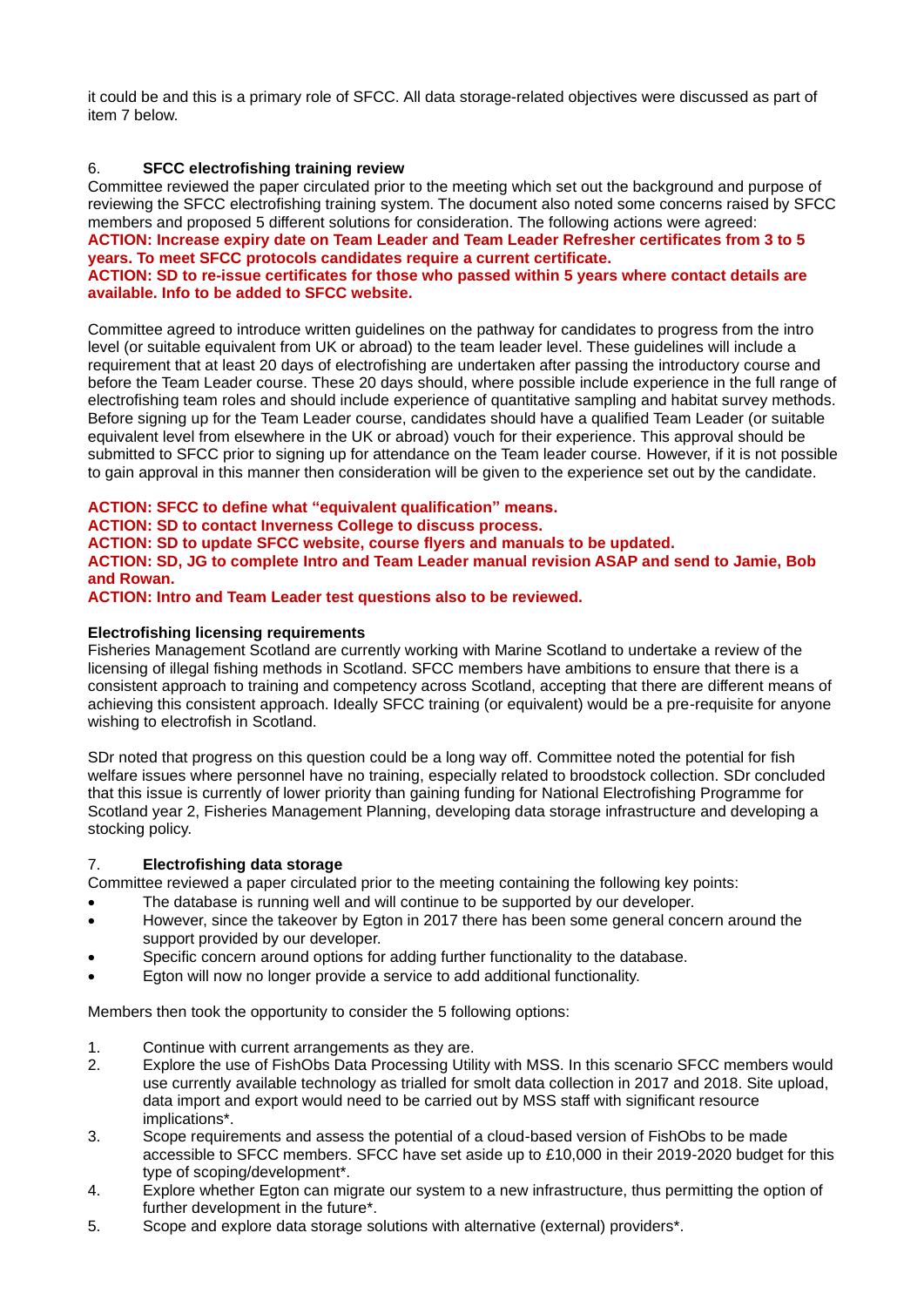it could be and this is a primary role of SFCC. All data storage-related objectives were discussed as part of item 7 below.

## 6. SFCC electrofishing training review

Committee reviewed the paper circulated prior to the meeting which set out the background and purpose of reviewing the SFCC electrofishing training system. The document also noted some concerns raised by SFCC members and proposed 5 different solutions for consideration. The following actions were agreed:

**ACTION: Increase expiry date on Team Leader and Team Leader Refresher certificates from 3 to 5 years. To meet SFCC protocols candidates require a current certificate.**
**ACTION: SD to re-issue certificates for those who passed within 5 years where contact details are available. Info to be added to SFCC website.**

Committee agreed to introduce written guidelines on the pathway for candidates to progress from the intro level (or suitable equivalent from UK or abroad) to the team leader level. These guidelines will include a requirement that at least 20 days of electrofishing are undertaken after passing the introductory course and before the Team Leader course. These 20 days should, where possible include experience in the full range of electrofishing team roles and should include experience of quantitative sampling and habitat survey methods. Before signing up for the Team Leader course, candidates should have a qualified Team Leader (or suitable equivalent level from elsewhere in the UK or abroad) vouch for their experience. This approval should be submitted to SFCC prior to signing up for attendance on the Team leader course. However, if it is not possible to gain approval in this manner then consideration will be given to the experience set out by the candidate.

**ACTION: SFCC to define what "equivalent qualification" means.**
**ACTION: SD to contact Inverness College to discuss process.**
**ACTION: SD to update SFCC website, course flyers and manuals to be updated.**
**ACTION: SD, JG to complete Intro and Team Leader manual revision ASAP and send to Jamie, Bob and Rowan.**
**ACTION: Intro and Team Leader test questions also to be reviewed.**

### Electrofishing licensing requirements

Fisheries Management Scotland are currently working with Marine Scotland to undertake a review of the licensing of illegal fishing methods in Scotland. SFCC members have ambitions to ensure that there is a consistent approach to training and competency across Scotland, accepting that there are different means of achieving this consistent approach. Ideally SFCC training (or equivalent) would be a pre-requisite for anyone wishing to electrofish in Scotland.

SDr noted that progress on this question could be a long way off. Committee noted the potential for fish welfare issues where personnel have no training, especially related to broodstock collection. SDr concluded that this issue is currently of lower priority than gaining funding for National Electrofishing Programme for Scotland year 2, Fisheries Management Planning, developing data storage infrastructure and developing a stocking policy.

## 7. Electrofishing data storage

Committee reviewed a paper circulated prior to the meeting containing the following key points:

- The database is running well and will continue to be supported by our developer.
- However, since the takeover by Egton in 2017 there has been some general concern around the support provided by our developer.
- Specific concern around options for adding further functionality to the database.
- Egton will now no longer provide a service to add additional functionality.

Members then took the opportunity to consider the 5 following options:

1. Continue with current arrangements as they are.
2. Explore the use of FishObs Data Processing Utility with MSS. In this scenario SFCC members would use currently available technology as trialled for smolt data collection in 2017 and 2018. Site upload, data import and export would need to be carried out by MSS staff with significant resource implications*.
3. Scope requirements and assess the potential of a cloud-based version of FishObs to be made accessible to SFCC members. SFCC have set aside up to £10,000 in their 2019-2020 budget for this type of scoping/development*.
4. Explore whether Egton can migrate our system to a new infrastructure, thus permitting the option of further development in the future*.
5. Scope and explore data storage solutions with alternative (external) providers*.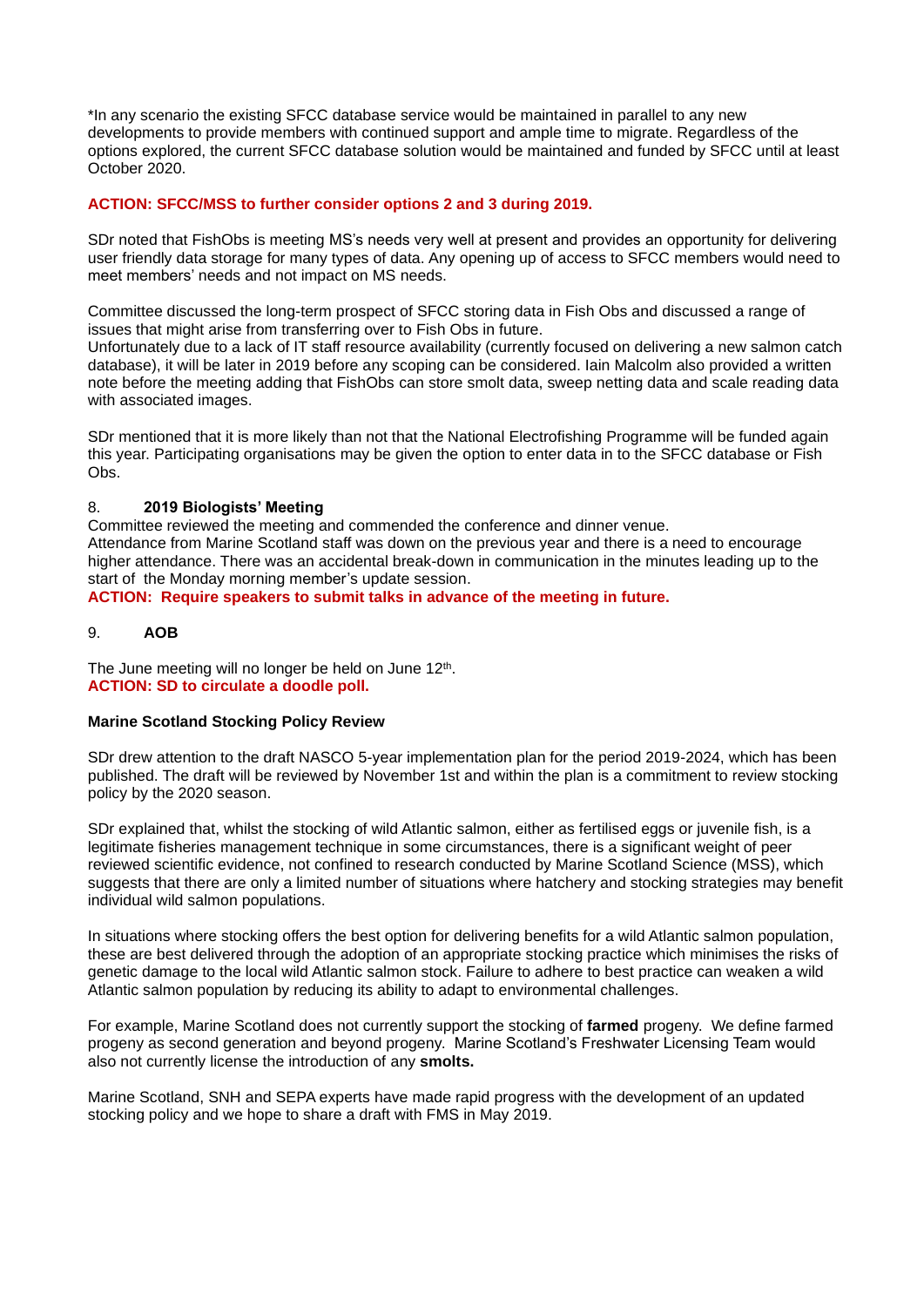*In any scenario the existing SFCC database service would be maintained in parallel to any new developments to provide members with continued support and ample time to migrate. Regardless of the options explored, the current SFCC database solution would be maintained and funded by SFCC until at least October 2020.

**ACTION: SFCC/MSS to further consider options 2 and 3 during 2019.**

SDr noted that FishObs is meeting MS's needs very well at present and provides an opportunity for delivering user friendly data storage for many types of data. Any opening up of access to SFCC members would need to meet members' needs and not impact on MS needs.

Committee discussed the long-term prospect of SFCC storing data in Fish Obs and discussed a range of issues that might arise from transferring over to Fish Obs in future.
Unfortunately due to a lack of IT staff resource availability (currently focused on delivering a new salmon catch database), it will be later in 2019 before any scoping can be considered. Iain Malcolm also provided a written note before the meeting adding that FishObs can store smolt data, sweep netting data and scale reading data with associated images.

SDr mentioned that it is more likely than not that the National Electrofishing Programme will be funded again this year. Participating organisations may be given the option to enter data in to the SFCC database or Fish Obs.

8. **2019 Biologists' Meeting**

Committee reviewed the meeting and commended the conference and dinner venue.
Attendance from Marine Scotland staff was down on the previous year and there is a need to encourage higher attendance. There was an accidental break-down in communication in the minutes leading up to the start of the Monday morning member's update session.
**ACTION: Require speakers to submit talks in advance of the meeting in future.**

9. **AOB**

The June meeting will no longer be held on June 12th.
**ACTION: SD to circulate a doodle poll.**

**Marine Scotland Stocking Policy Review**

SDr drew attention to the draft NASCO 5-year implementation plan for the period 2019-2024, which has been published. The draft will be reviewed by November 1st and within the plan is a commitment to review stocking policy by the 2020 season.

SDr explained that, whilst the stocking of wild Atlantic salmon, either as fertilised eggs or juvenile fish, is a legitimate fisheries management technique in some circumstances, there is a significant weight of peer reviewed scientific evidence, not confined to research conducted by Marine Scotland Science (MSS), which suggests that there are only a limited number of situations where hatchery and stocking strategies may benefit individual wild salmon populations.

In situations where stocking offers the best option for delivering benefits for a wild Atlantic salmon population, these are best delivered through the adoption of an appropriate stocking practice which minimises the risks of genetic damage to the local wild Atlantic salmon stock. Failure to adhere to best practice can weaken a wild Atlantic salmon population by reducing its ability to adapt to environmental challenges.

For example, Marine Scotland does not currently support the stocking of **farmed** progeny. We define farmed progeny as second generation and beyond progeny. Marine Scotland's Freshwater Licensing Team would also not currently license the introduction of any **smolts.**

Marine Scotland, SNH and SEPA experts have made rapid progress with the development of an updated stocking policy and we hope to share a draft with FMS in May 2019.